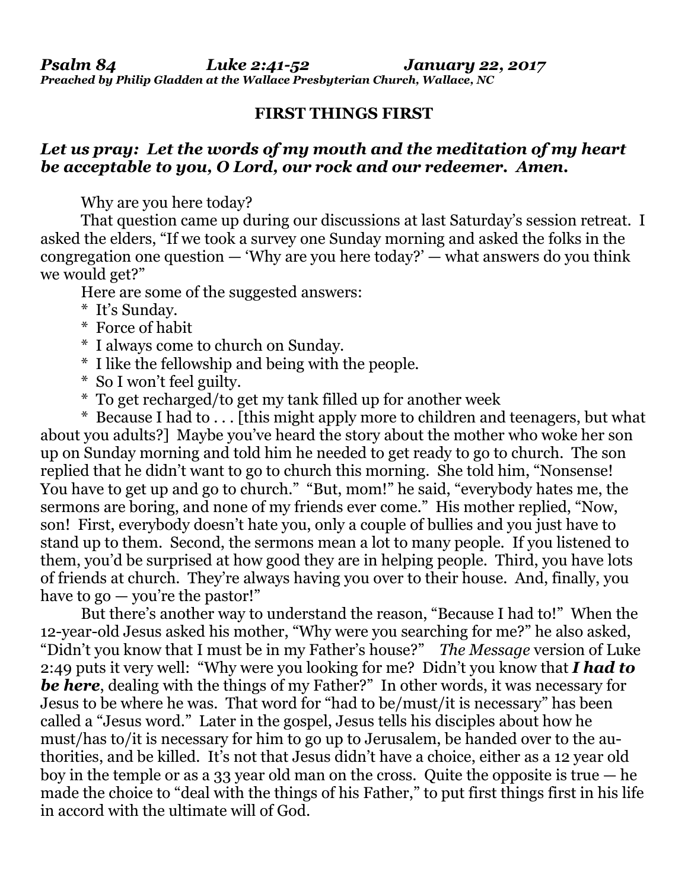*Psalm 84 Luke 2:41-52 January 22, 2017*
***Preached by Philip Gladden at the Wallace Presbyterian Church, Wallace, NC***

# FIRST THINGS FIRST

***Let us pray: Let the words of my mouth and the meditation of my heart be acceptable to you, O Lord, our rock and our redeemer. Amen.***

Why are you here today?

That question came up during our discussions at last Saturday's session retreat. I asked the elders, "If we took a survey one Sunday morning and asked the folks in the congregation one question — 'Why are you here today?' — what answers do you think we would get?"

Here are some of the suggested answers:

\* It's Sunday.
\* Force of habit
\* I always come to church on Sunday.
\* I like the fellowship and being with the people.
\* So I won't feel guilty.
\* To get recharged/to get my tank filled up for another week
\* Because I had to . . . [this might apply more to children and teenagers, but what about you adults?] Maybe you've heard the story about the mother who woke her son up on Sunday morning and told him he needed to get ready to go to church. The son replied that he didn't want to go to church this morning. She told him, "Nonsense! You have to get up and go to church." "But, mom!" he said, "everybody hates me, the sermons are boring, and none of my friends ever come." His mother replied, "Now, son! First, everybody doesn't hate you, only a couple of bullies and you just have to stand up to them. Second, the sermons mean a lot to many people. If you listened to them, you'd be surprised at how good they are in helping people. Third, you have lots of friends at church. They're always having you over to their house. And, finally, you have to go — you're the pastor!"

But there's another way to understand the reason, "Because I had to!" When the 12-year-old Jesus asked his mother, "Why were you searching for me?" he also asked, "Didn't you know that I must be in my Father's house?" *The Message* version of Luke 2:49 puts it very well: "Why were you looking for me? Didn't you know that ***I had to be here***, dealing with the things of my Father?" In other words, it was necessary for Jesus to be where he was. That word for "had to be/must/it is necessary" has been called a "Jesus word." Later in the gospel, Jesus tells his disciples about how he must/has to/it is necessary for him to go up to Jerusalem, be handed over to the authorities, and be killed. It's not that Jesus didn't have a choice, either as a 12 year old boy in the temple or as a 33 year old man on the cross. Quite the opposite is true — he made the choice to "deal with the things of his Father," to put first things first in his life in accord with the ultimate will of God.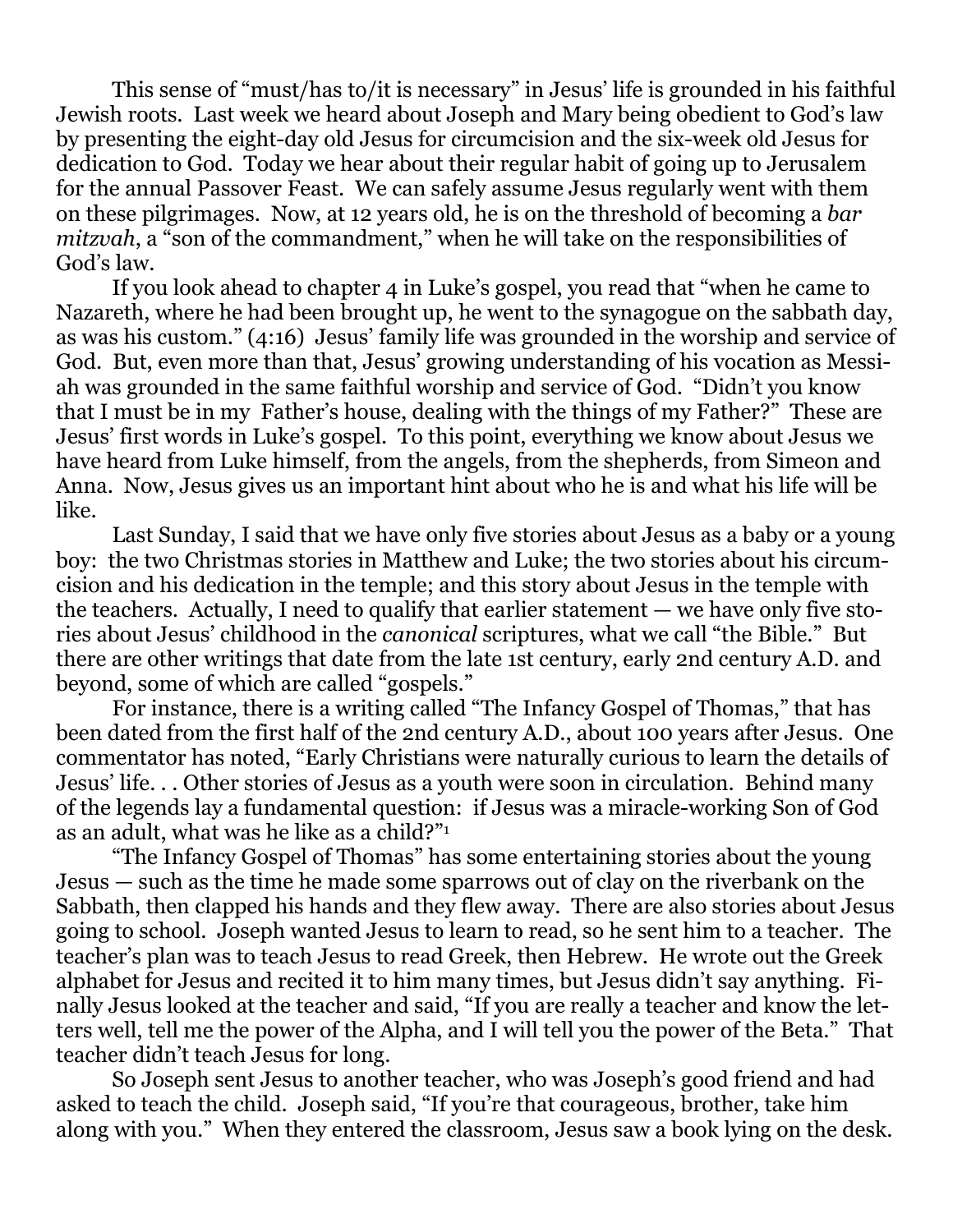This sense of "must/has to/it is necessary" in Jesus' life is grounded in his faithful Jewish roots. Last week we heard about Joseph and Mary being obedient to God's law by presenting the eight-day old Jesus for circumcision and the six-week old Jesus for dedication to God. Today we hear about their regular habit of going up to Jerusalem for the annual Passover Feast. We can safely assume Jesus regularly went with them on these pilgrimages. Now, at 12 years old, he is on the threshold of becoming a *bar mitzvah*, a "son of the commandment," when he will take on the responsibilities of God's law.

If you look ahead to chapter 4 in Luke's gospel, you read that "when he came to Nazareth, where he had been brought up, he went to the synagogue on the sabbath day, as was his custom." (4:16) Jesus' family life was grounded in the worship and service of God. But, even more than that, Jesus' growing understanding of his vocation as Messiah was grounded in the same faithful worship and service of God. "Didn't you know that I must be in my Father's house, dealing with the things of my Father?" These are Jesus' first words in Luke's gospel. To this point, everything we know about Jesus we have heard from Luke himself, from the angels, from the shepherds, from Simeon and Anna. Now, Jesus gives us an important hint about who he is and what his life will be like.

Last Sunday, I said that we have only five stories about Jesus as a baby or a young boy: the two Christmas stories in Matthew and Luke; the two stories about his circumcision and his dedication in the temple; and this story about Jesus in the temple with the teachers. Actually, I need to qualify that earlier statement — we have only five stories about Jesus' childhood in the *canonical* scriptures, what we call "the Bible." But there are other writings that date from the late 1st century, early 2nd century A.D. and beyond, some of which are called "gospels."

For instance, there is a writing called "The Infancy Gospel of Thomas," that has been dated from the first half of the 2nd century A.D., about 100 years after Jesus. One commentator has noted, "Early Christians were naturally curious to learn the details of Jesus' life. . . Other stories of Jesus as a youth were soon in circulation. Behind many of the legends lay a fundamental question: if Jesus was a miracle-working Son of God as an adult, what was he like as a child?"[1]

"The Infancy Gospel of Thomas" has some entertaining stories about the young Jesus — such as the time he made some sparrows out of clay on the riverbank on the Sabbath, then clapped his hands and they flew away. There are also stories about Jesus going to school. Joseph wanted Jesus to learn to read, so he sent him to a teacher. The teacher's plan was to teach Jesus to read Greek, then Hebrew. He wrote out the Greek alphabet for Jesus and recited it to him many times, but Jesus didn't say anything. Finally Jesus looked at the teacher and said, "If you are really a teacher and know the letters well, tell me the power of the Alpha, and I will tell you the power of the Beta." That teacher didn't teach Jesus for long.

So Joseph sent Jesus to another teacher, who was Joseph's good friend and had asked to teach the child. Joseph said, "If you're that courageous, brother, take him along with you." When they entered the classroom, Jesus saw a book lying on the desk.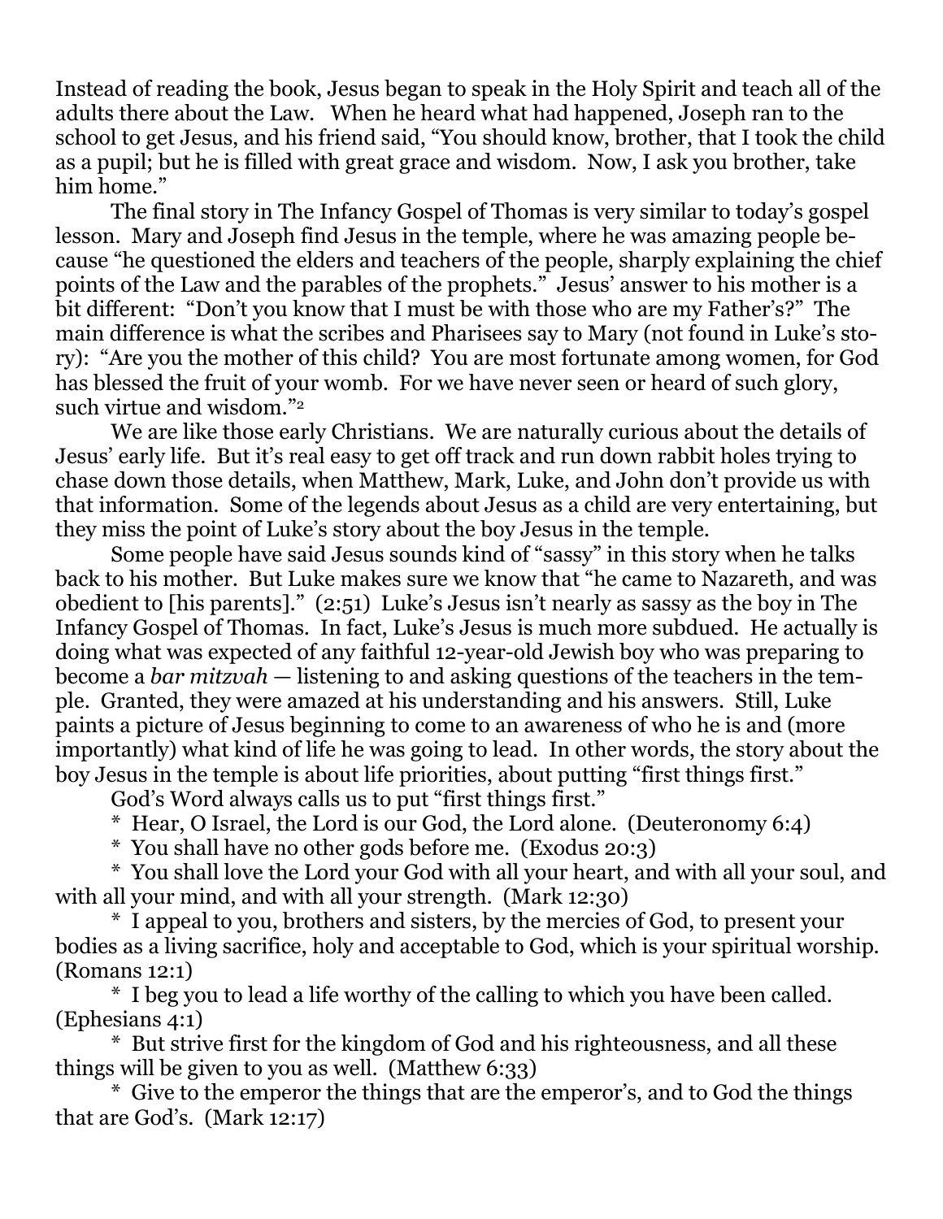Instead of reading the book, Jesus began to speak in the Holy Spirit and teach all of the adults there about the Law. When he heard what had happened, Joseph ran to the school to get Jesus, and his friend said, "You should know, brother, that I took the child as a pupil; but he is filled with great grace and wisdom. Now, I ask you brother, take him home."

The final story in The Infancy Gospel of Thomas is very similar to today's gospel lesson. Mary and Joseph find Jesus in the temple, where he was amazing people because "he questioned the elders and teachers of the people, sharply explaining the chief points of the Law and the parables of the prophets." Jesus' answer to his mother is a bit different: "Don't you know that I must be with those who are my Father's?" The main difference is what the scribes and Pharisees say to Mary (not found in Luke's story): "Are you the mother of this child? You are most fortunate among women, for God has blessed the fruit of your womb. For we have never seen or heard of such glory, such virtue and wisdom."[2]

We are like those early Christians. We are naturally curious about the details of Jesus' early life. But it's real easy to get off track and run down rabbit holes trying to chase down those details, when Matthew, Mark, Luke, and John don't provide us with that information. Some of the legends about Jesus as a child are very entertaining, but they miss the point of Luke's story about the boy Jesus in the temple.

Some people have said Jesus sounds kind of "sassy" in this story when he talks back to his mother. But Luke makes sure we know that "he came to Nazareth, and was obedient to [his parents]." (2:51) Luke's Jesus isn't nearly as sassy as the boy in The Infancy Gospel of Thomas. In fact, Luke's Jesus is much more subdued. He actually is doing what was expected of any faithful 12-year-old Jewish boy who was preparing to become a *bar mitzvah* — listening to and asking questions of the teachers in the temple. Granted, they were amazed at his understanding and his answers. Still, Luke paints a picture of Jesus beginning to come to an awareness of who he is and (more importantly) what kind of life he was going to lead. In other words, the story about the boy Jesus in the temple is about life priorities, about putting "first things first."

God's Word always calls us to put "first things first."

* Hear, O Israel, the Lord is our God, the Lord alone. (Deuteronomy 6:4)
* You shall have no other gods before me. (Exodus 20:3)
* You shall love the Lord your God with all your heart, and with all your soul, and with all your mind, and with all your strength. (Mark 12:30)
* I appeal to you, brothers and sisters, by the mercies of God, to present your bodies as a living sacrifice, holy and acceptable to God, which is your spiritual worship. (Romans 12:1)
* I beg you to lead a life worthy of the calling to which you have been called. (Ephesians 4:1)
* But strive first for the kingdom of God and his righteousness, and all these things will be given to you as well. (Matthew 6:33)
* Give to the emperor the things that are the emperor's, and to God the things that are God's. (Mark 12:17)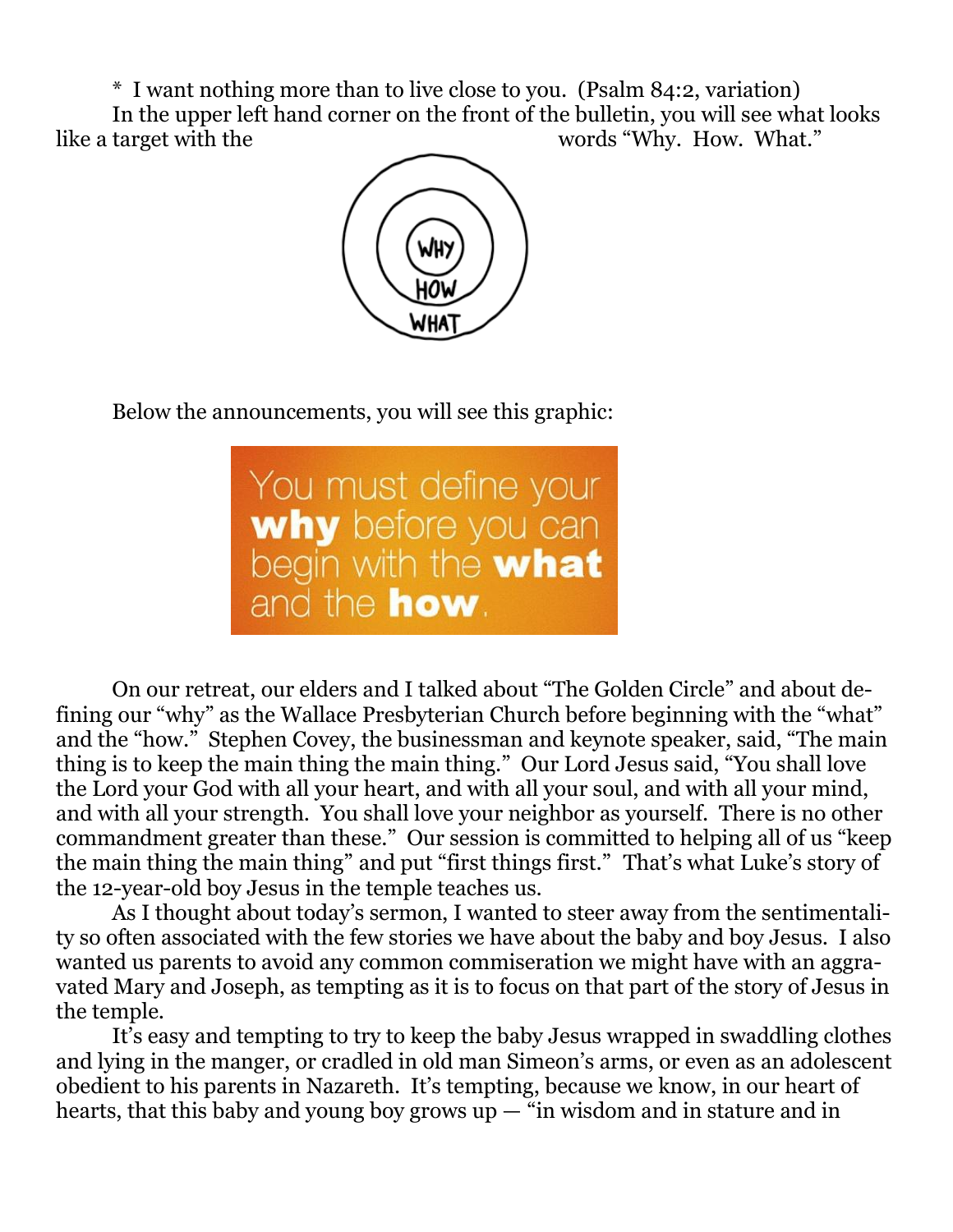\* I want nothing more than to live close to you. (Psalm 84:2, variation)

In the upper left hand corner on the front of the bulletin, you will see what looks like a target with the words "Why. How. What."

Below the announcements, you will see this graphic:

On our retreat, our elders and I talked about "The Golden Circle" and about defining our "why" as the Wallace Presbyterian Church before beginning with the "what" and the "how." Stephen Covey, the businessman and keynote speaker, said, "The main thing is to keep the main thing the main thing." Our Lord Jesus said, "You shall love the Lord your God with all your heart, and with all your soul, and with all your mind, and with all your strength. You shall love your neighbor as yourself. There is no other commandment greater than these." Our session is committed to helping all of us "keep the main thing the main thing" and put "first things first." That's what Luke's story of the 12-year-old boy Jesus in the temple teaches us.

As I thought about today's sermon, I wanted to steer away from the sentimentality so often associated with the few stories we have about the baby and boy Jesus. I also wanted us parents to avoid any common commiseration we might have with an aggravated Mary and Joseph, as tempting as it is to focus on that part of the story of Jesus in the temple.

It's easy and tempting to try to keep the baby Jesus wrapped in swaddling clothes and lying in the manger, or cradled in old man Simeon's arms, or even as an adolescent obedient to his parents in Nazareth. It's tempting, because we know, in our heart of hearts, that this baby and young boy grows up — "in wisdom and in stature and in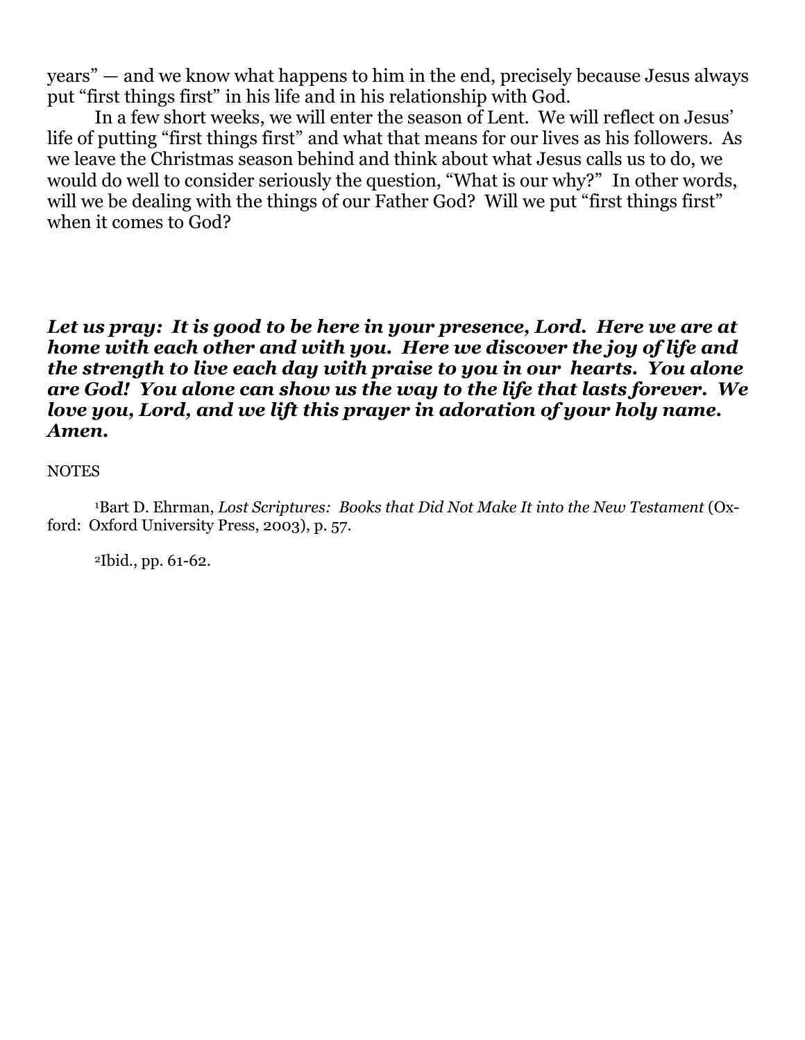years" — and we know what happens to him in the end, precisely because Jesus always put "first things first" in his life and in his relationship with God.

In a few short weeks, we will enter the season of Lent. We will reflect on Jesus' life of putting "first things first" and what that means for our lives as his followers. As we leave the Christmas season behind and think about what Jesus calls us to do, we would do well to consider seriously the question, "What is our why?" In other words, will we be dealing with the things of our Father God? Will we put "first things first" when it comes to God?

***Let us pray: It is good to be here in your presence, Lord. Here we are at home with each other and with you. Here we discover the joy of life and the strength to live each day with praise to you in our hearts. You alone are God! You alone can show us the way to the life that lasts forever. We love you, Lord, and we lift this prayer in adoration of your holy name. Amen.***

NOTES

[1]Bart D. Ehrman, *Lost Scriptures: Books that Did Not Make It into the New Testament* (Oxford: Oxford University Press, 2003), p. 57.

[2]Ibid., pp. 61-62.